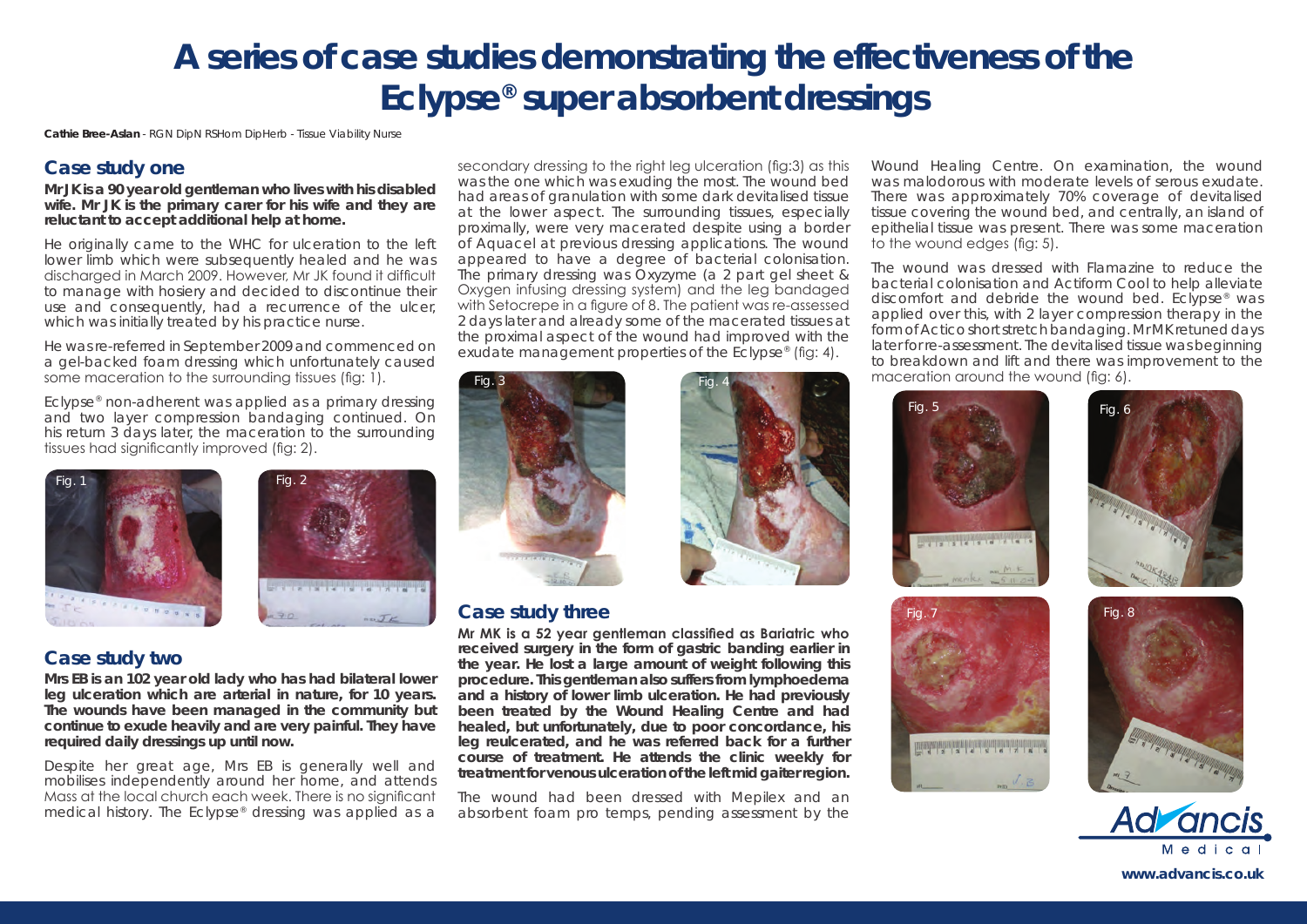# A series of case studies demonstrating the effectiveness of the Eclypse® super absorbent dressings

**Cathie Bree-Aslan** - RGN DipN RSHom DipHerb - Tissue Viability Nurse

## Case study one

**Mr JK is a 90 year old gentleman who lives with his disabled wife. Mr JK is the primary carer for his wife and they are reluctant to accept additional help at home.**

He originally came to the WHC for ulceration to the left lower limb which were subsequently healed and he was discharged in March 2009. However, Mr JK found it difficult to manage with hosiery and decided to discontinue their use and consequently, had a recurrence of the ulcer, which was initially treated by his practice nurse.

He was re-referred in September 2009 and commenced on a gel-backed foam dressing which unfortunately caused some maceration to the surrounding tissues (fig: 1).

Eclypse® non-adherent was applied as a primary dressing and two layer compression bandaging continued. On his return 3 days later, the maceration to the surrounding tissues had significantly improved (fig: 2).

Fig. 1

Fig. 2

## Case study two

**Mrs EB is an 102 year old lady who has had bilateral lower leg ulceration which are arterial in nature, for 10 years. The wounds have been managed in the community but continue to exude heavily and are very painful. They have required daily dressings up until now.**

Despite her great age, Mrs EB is generally well and mobilises independently around her home, and attends Mass at the local church each week. There is no significant medical history. The Eclypse® dressing was applied as a secondary dressing to the right leg ulceration (fig:3) as this was the one which was exuding the most. The wound bed had areas of granulation with some dark devitalised tissue at the lower aspect. The surrounding tissues, especially proximally, were very macerated despite using a border of Aquacel at previous dressing applications. The wound appeared to have a degree of bacterial colonisation. The primary dressing was Oxyzyme (a 2 part gel sheet & Oxygen infusing dressing system) and the leg bandaged with Setocrepe in a figure of 8. The patient was re-assessed 2 days later and already some of the macerated tissues at the proximal aspect of the wound had improved with the exudate management properties of the Eclypse® (fig: 4).

Fig. 3

Fig. 4

## Case study three

**Mr MK is a 52 year gentleman classified as Bariatric who received surgery in the form of gastric banding earlier in the year. He lost a large amount of weight following this procedure. This gentleman also suffers from lymphoedema and a history of lower limb ulceration. He had previously been treated by the Wound Healing Centre and had healed, but unfortunately, due to poor concordance, his leg reulcerated, and he was referred back for a further course of treatment. He attends the clinic weekly for treatment for venous ulceration of the left mid gaiter region.**

The wound had been dressed with Mepilex and an absorbent foam pro temps, pending assessment by the Wound Healing Centre. On examination, the wound was malodorous with moderate levels of serous exudate. There was approximately 70% coverage of devitalised tissue covering the wound bed, and centrally, an island of epithelial tissue was present. There was some maceration to the wound edges (fig: 5).

The wound was dressed with Flamazine to reduce the bacterial colonisation and Actiform Cool to help alleviate discomfort and debride the wound bed. Eclypse® was applied over this, with 2 layer compression therapy in the form of Actico short stretch bandaging. Mr MK retuned days later for re-assessment. The devitalised tissue was beginning to breakdown and lift and there was improvement to the maceration around the wound (fig: 6).

Fig. 5

Fig. 6

Fig. 7

Fig. 8

Advancis Medical

www.advancis.co.uk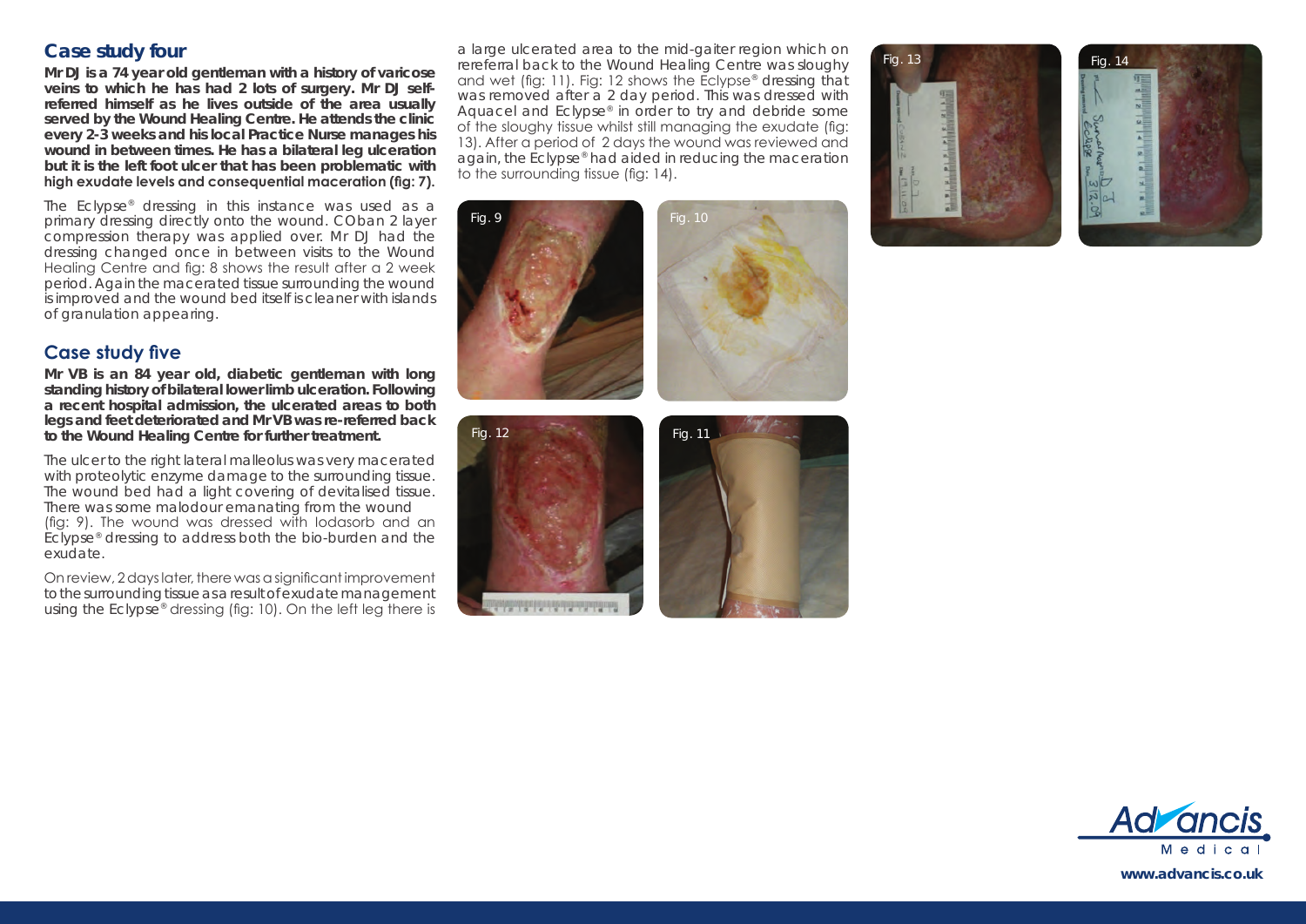## Case study four

**Mr DJ is a 74 year old gentleman with a history of varicose veins to which he has had 2 lots of surgery. Mr DJ self-referred himself as he lives outside of the area usually served by the Wound Healing Centre. He attends the clinic every 2-3 weeks and his local Practice Nurse manages his wound in between times. He has a bilateral leg ulceration but it is the left foot ulcer that has been problematic with high exudate levels and consequential maceration (fig: 7).**

The Eclypse® dressing in this instance was used as a primary dressing directly onto the wound.CObana 2 layer compression therapy was applied over. Mr DJ had the dressing changed once in between visits to the Wound Healing Centre and fig: 8 shows the result after a 2 week period. Again the macerated tissue surrounding the wound is improved and the wound bed itself is cleaner with islands of granulation appearing.

## Case study five

**Mr VB is an 84 year old, diabetic gentleman with long standing history of bilateral lower limb ulceration. Following a recent hospital admission, the ulcerated areas to both legs and feet deteriorated and Mr VB was re-referred back to the Wound Healing Centre for further treatment.**

The ulcer to the right lateral malleolus was very macerated with proteolytic enzyme damage to the surrounding tissue. The wound bed had a light covering of devitalised tissue. There was some malodour emanating from the wound (fig: 9). The wound was dressed with Iodasorb and an Eclypse® dressing to address both the bio-burden and the exudate.

On review, 2 days later, there was a significant improvement to the surrounding tissue as a result of exudate management using the Eclypse® dressing (fig: 10). On the left leg there is a large ulcerated area to the mid-gaiter region which on rereferral back to the Wound Healing Centre was sloughy and wet (fig: 11). Fig: 12 shows the Eclypse® dressing that was removed after a 2 day period. This was dressed with Aquacel and Eclypse® in order to try and debride some of the sloughy tissue whilst still managing the exudate (fig: 13). After a period of 2 days the wound was reviewed and again, the Eclypse® had aided in reducing the maceration to the surrounding tissue (fig: 14).

Fig. 9

Fig. 10

Fig. 12

Fig. 11

Fig. 13

Fig. 14

Advancis Medical

www.advancis.co.uk